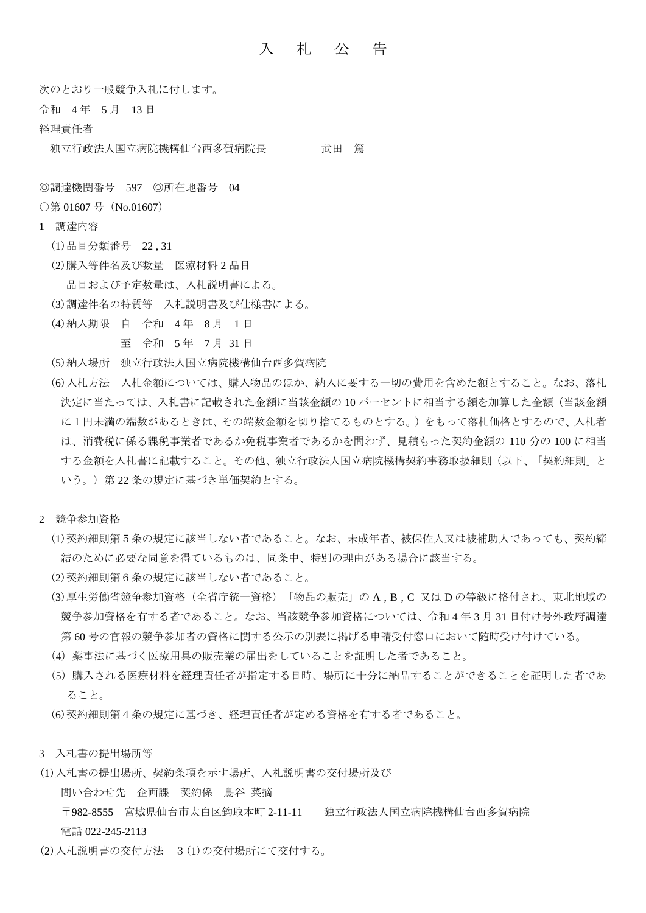# 入　札　公　告

次のとおり一般競争入札に付します。

令和　4 年　5 月　13 日

経理責任者

　独立行政法人国立病院機構仙台西多賀病院長　　　　　武田　篤

◎調達機関番号　597　◎所在地番号　04

○第 01607 号（No.01607）

1　調達内容

(1) 品目分類番号　22 , 31

(2) 購入等件名及び数量　医療材料 2 品目

　品目および予定数量は、入札説明書による。

(3) 調達件名の特質等　入札説明書及び仕様書による。

(4) 納入期限　自　令和　4 年　8 月　1 日

　　　　　　　至　令和　5 年　7 月 31 日

(5) 納入場所　独立行政法人国立病院機構仙台西多賀病院

(6) 入札方法　入札金額については、購入物品のほか、納入に要する一切の費用を含めた額とすること。なお、落札決定に当たっては、入札書に記載された金額に当該金額の 10 パーセントに相当する額を加算した金額（当該金額に 1 円未満の端数があるときは、その端数金額を切り捨てるものとする。）をもって落札価格とするので、入札者は、消費税に係る課税事業者であるか免税事業者であるかを問わず、見積もった契約金額の 110 分の 100 に相当する金額を入札書に記載すること。その他、独立行政法人国立病院機構契約事務取扱細則（以下、「契約細則」という。）第 22 条の規定に基づき単価契約とする。

2　競争参加資格

(1) 契約細則第 5 条の規定に該当しない者であること。なお、未成年者、被保佐人又は被補助人であっても、契約締結のために必要な同意を得ているものは、同条中、特別の理由がある場合に該当する。

(2) 契約細則第 6 条の規定に該当しない者であること。

(3) 厚生労働省競争参加資格（全省庁統一資格）「物品の販売」の A , B , C 又は D の等級に格付され、東北地域の競争参加資格を有する者であること。なお、当該競争参加資格については、令和 4 年 3 月 31 日付け号外政府調達第 60 号の官報の競争参加者の資格に関する公示の別表に掲げる申請受付窓口において随時受け付けている。

(4) 薬事法に基づく医療用具の販売業の届出をしていることを証明した者であること。

(5) 購入される医療材料を経理責任者が指定する日時、場所に十分に納品することができることを証明した者であること。

(6) 契約細則第 4 条の規定に基づき、経理責任者が定める資格を有する者であること。

3　入札書の提出場所等

(1) 入札書の提出場所、契約条項を示す場所、入札説明書の交付場所及び

　問い合わせ先　企画課　契約係　鳥谷 菜摘

　〒982-8555　宮城県仙台市太白区鈎取本町 2-11-11　　独立行政法人国立病院機構仙台西多賀病院

　電話 022-245-2113

(2) 入札説明書の交付方法　3 (1) の交付場所にて交付する。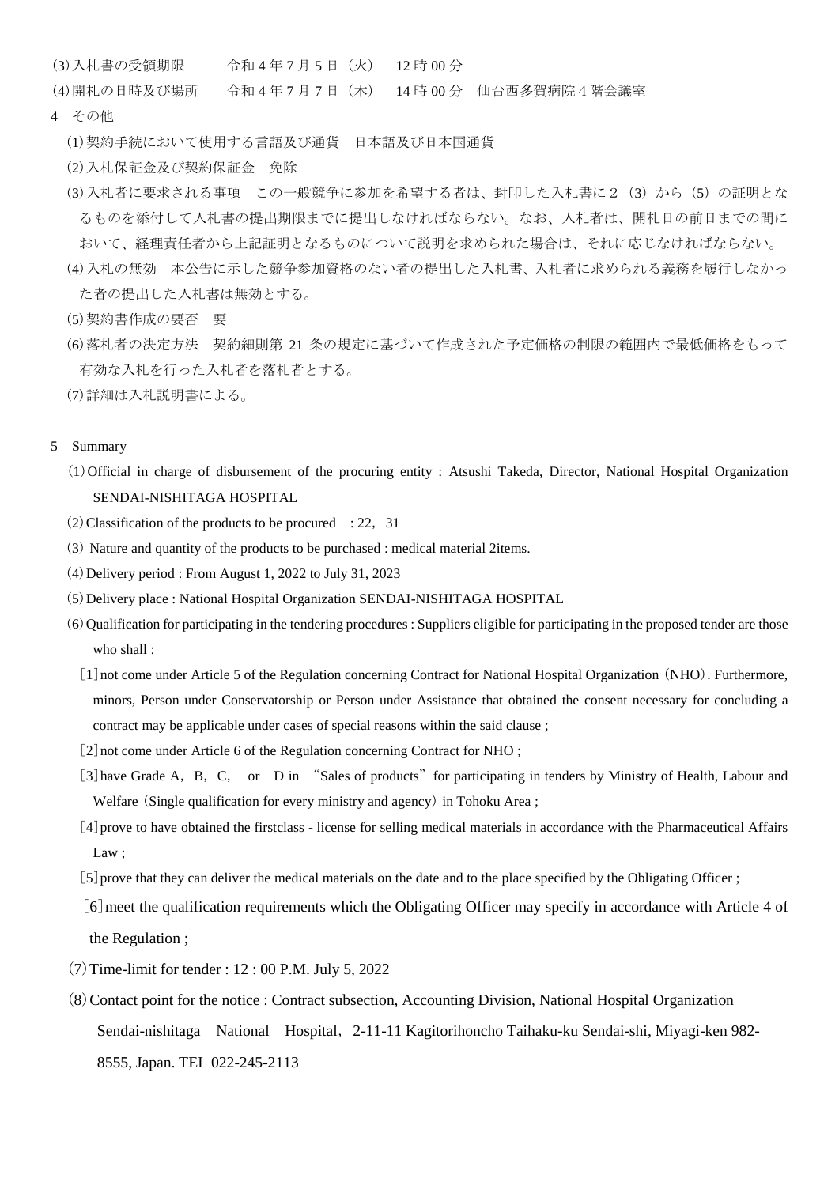(3) 入札書の受領期限　　　令和 4 年 7 月 5 日（火）　12 時 00 分

(4) 開札の日時及び場所　　令和 4 年 7 月 7 日（木）　14 時 00 分　仙台西多賀病院４階会議室

4　その他

(1) 契約手続において使用する言語及び通貨　日本語及び日本国通貨

(2) 入札保証金及び契約保証金　免除

(3) 入札者に要求される事項　この一般競争に参加を希望する者は、封印した入札書に２（3）から（5）の証明となるものを添付して入札書の提出期限までに提出しなければならない。なお、入札者は、開札日の前日までの間において、経理責任者から上記証明となるものについて説明を求められた場合は、それに応じなければならない。

(4) 入札の無効　本公告に示した競争参加資格のない者の提出した入札書、入札者に求められる義務を履行しなかった者の提出した入札書は無効とする。

(5) 契約書作成の要否　要

(6) 落札者の決定方法　契約細則第 21 条の規定に基づいて作成された予定価格の制限の範囲内で最低価格をもって有効な入札を行った入札者を落札者とする。

(7) 詳細は入札説明書による。

5　Summary

(1) Official in charge of disbursement of the procuring entity : Atsushi Takeda, Director, National Hospital Organization SENDAI-NISHITAGA HOSPITAL

(2) Classification of the products to be procured　: 22，31

(3) Nature and quantity of the products to be purchased : medical material 2items.

(4) Delivery period : From August 1, 2022 to July 31, 2023

(5) Delivery place : National Hospital Organization SENDAI-NISHITAGA HOSPITAL

(6) Qualification for participating in the tendering procedures : Suppliers eligible for participating in the proposed tender are those who shall :

[1] not come under Article 5 of the Regulation concerning Contract for National Hospital Organization（NHO）. Furthermore, minors, Person under Conservatorship or Person under Assistance that obtained the consent necessary for concluding a contract may be applicable under cases of special reasons within the said clause ;

[2] not come under Article 6 of the Regulation concerning Contract for NHO ;

[3] have Grade A，B，C，　or　D in　"Sales of products" for participating in tenders by Ministry of Health, Labour and Welfare（Single qualification for every ministry and agency）in Tohoku Area ;

[4] prove to have obtained the firstclass - license for selling medical materials in accordance with the Pharmaceutical Affairs Law ;

[5] prove that they can deliver the medical materials on the date and to the place specified by the Obligating Officer ;

[6] meet the qualification requirements which the Obligating Officer may specify in accordance with Article 4 of the Regulation ;

(7) Time-limit for tender : 12 : 00 P.M. July 5, 2022

(8) Contact point for the notice : Contract subsection, Accounting Division, National Hospital Organization Sendai-nishitaga　National　Hospital，2-11-11 Kagitorihoncho Taihaku-ku Sendai-shi, Miyagi-ken 982-8555, Japan. TEL 022-245-2113